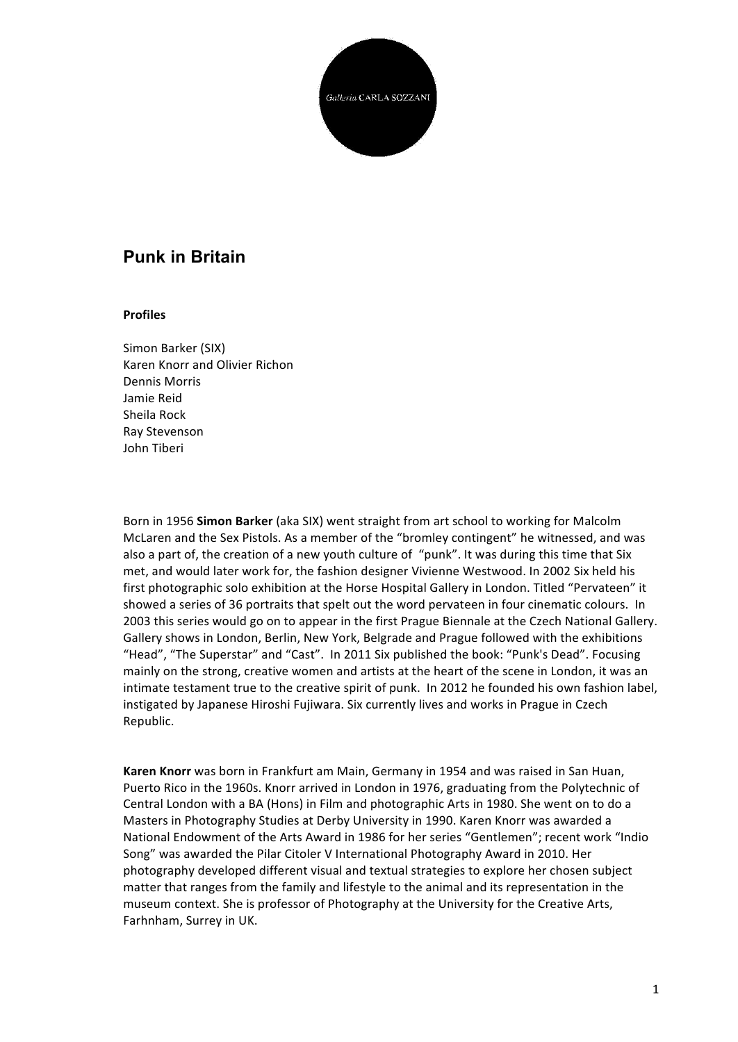Galleria CARLA SOZZANI

# Punk in Britain

**Profiles**

Simon Barker (SIX)
Karen Knorr and Olivier Richon
Dennis Morris
Jamie Reid
Sheila Rock
Ray Stevenson
John Tiberi

Born in 1956 **Simon Barker** (aka SIX) went straight from art school to working for Malcolm McLaren and the Sex Pistols. As a member of the "bromley contingent" he witnessed, and was also a part of, the creation of a new youth culture of "punk". It was during this time that Six met, and would later work for, the fashion designer Vivienne Westwood. In 2002 Six held his first photographic solo exhibition at the Horse Hospital Gallery in London. Titled "Pervateen" it showed a series of 36 portraits that spelt out the word pervateen in four cinematic colours. In 2003 this series would go on to appear in the first Prague Biennale at the Czech National Gallery. Gallery shows in London, Berlin, New York, Belgrade and Prague followed with the exhibitions "Head", "The Superstar" and "Cast". In 2011 Six published the book: "Punk's Dead". Focusing mainly on the strong, creative women and artists at the heart of the scene in London, it was an intimate testament true to the creative spirit of punk. In 2012 he founded his own fashion label, instigated by Japanese Hiroshi Fujiwara. Six currently lives and works in Prague in Czech Republic.

**Karen Knorr** was born in Frankfurt am Main, Germany in 1954 and was raised in San Huan, Puerto Rico in the 1960s. Knorr arrived in London in 1976, graduating from the Polytechnic of Central London with a BA (Hons) in Film and photographic Arts in 1980. She went on to do a Masters in Photography Studies at Derby University in 1990. Karen Knorr was awarded a National Endowment of the Arts Award in 1986 for her series "Gentlemen"; recent work "Indio Song" was awarded the Pilar Citoler V International Photography Award in 2010. Her photography developed different visual and textual strategies to explore her chosen subject matter that ranges from the family and lifestyle to the animal and its representation in the museum context. She is professor of Photography at the University for the Creative Arts, Farhnham, Surrey in UK.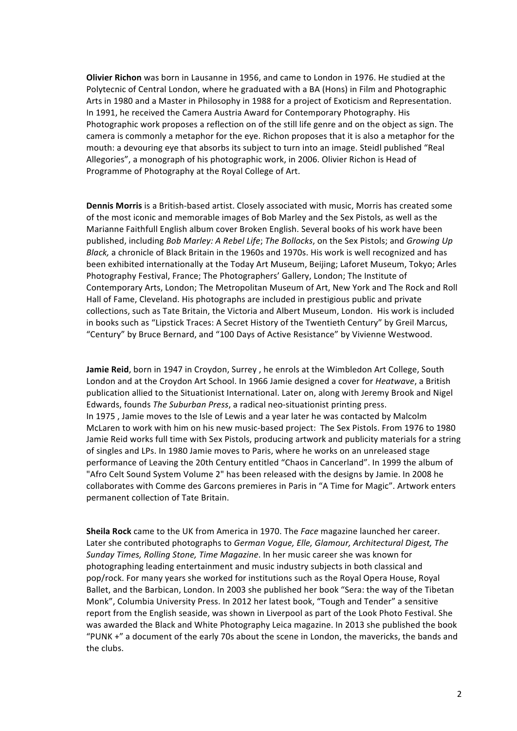**Olivier Richon** was born in Lausanne in 1956, and came to London in 1976. He studied at the Polytecnic of Central London, where he graduated with a BA (Hons) in Film and Photographic Arts in 1980 and a Master in Philosophy in 1988 for a project of Exoticism and Representation. In 1991, he received the Camera Austria Award for Contemporary Photography. His Photographic work proposes a reflection on of the still life genre and on the object as sign. The camera is commonly a metaphor for the eye. Richon proposes that it is also a metaphor for the mouth: a devouring eye that absorbs its subject to turn into an image. Steidl published "Real Allegories", a monograph of his photographic work, in 2006. Olivier Richon is Head of Programme of Photography at the Royal College of Art.

**Dennis Morris** is a British-based artist. Closely associated with music, Morris has created some of the most iconic and memorable images of Bob Marley and the Sex Pistols, as well as the Marianne Faithfull English album cover Broken English. Several books of his work have been published, including *Bob Marley: A Rebel Life*; *The Bollocks*, on the Sex Pistols; and *Growing Up Black,* a chronicle of Black Britain in the 1960s and 1970s. His work is well recognized and has been exhibited internationally at the Today Art Museum, Beijing; Laforet Museum, Tokyo; Arles Photography Festival, France; The Photographers' Gallery, London; The Institute of Contemporary Arts, London; The Metropolitan Museum of Art, New York and The Rock and Roll Hall of Fame, Cleveland. His photographs are included in prestigious public and private collections, such as Tate Britain, the Victoria and Albert Museum, London. His work is included in books such as "Lipstick Traces: A Secret History of the Twentieth Century" by Greil Marcus, "Century" by Bruce Bernard, and "100 Days of Active Resistance" by Vivienne Westwood.

**Jamie Reid**, born in 1947 in Croydon, Surrey , he enrols at the Wimbledon Art College, South London and at the Croydon Art School. In 1966 Jamie designed a cover for *Heatwave*, a British publication allied to the Situationist International. Later on, along with Jeremy Brook and Nigel Edwards, founds *The Suburban Press*, a radical neo-situationist printing press.
In 1975 , Jamie moves to the Isle of Lewis and a year later he was contacted by Malcolm McLaren to work with him on his new music-based project: The Sex Pistols. From 1976 to 1980 Jamie Reid works full time with Sex Pistols, producing artwork and publicity materials for a string of singles and LPs. In 1980 Jamie moves to Paris, where he works on an unreleased stage performance of Leaving the 20th Century entitled "Chaos in Cancerland". In 1999 the album of "Afro Celt Sound System Volume 2" has been released with the designs by Jamie. In 2008 he collaborates with Comme des Garcons premieres in Paris in "A Time for Magic". Artwork enters permanent collection of Tate Britain.

**Sheila Rock** came to the UK from America in 1970. The *Face* magazine launched her career. Later she contributed photographs to *German Vogue, Elle, Glamour, Architectural Digest, The Sunday Times, Rolling Stone, Time Magazine*. In her music career she was known for photographing leading entertainment and music industry subjects in both classical and pop/rock. For many years she worked for institutions such as the Royal Opera House, Royal Ballet, and the Barbican, London. In 2003 she published her book "Sera: the way of the Tibetan Monk", Columbia University Press. In 2012 her latest book, "Tough and Tender" a sensitive report from the English seaside, was shown in Liverpool as part of the Look Photo Festival. She was awarded the Black and White Photography Leica magazine. In 2013 she published the book "PUNK +" a document of the early 70s about the scene in London, the mavericks, the bands and the clubs.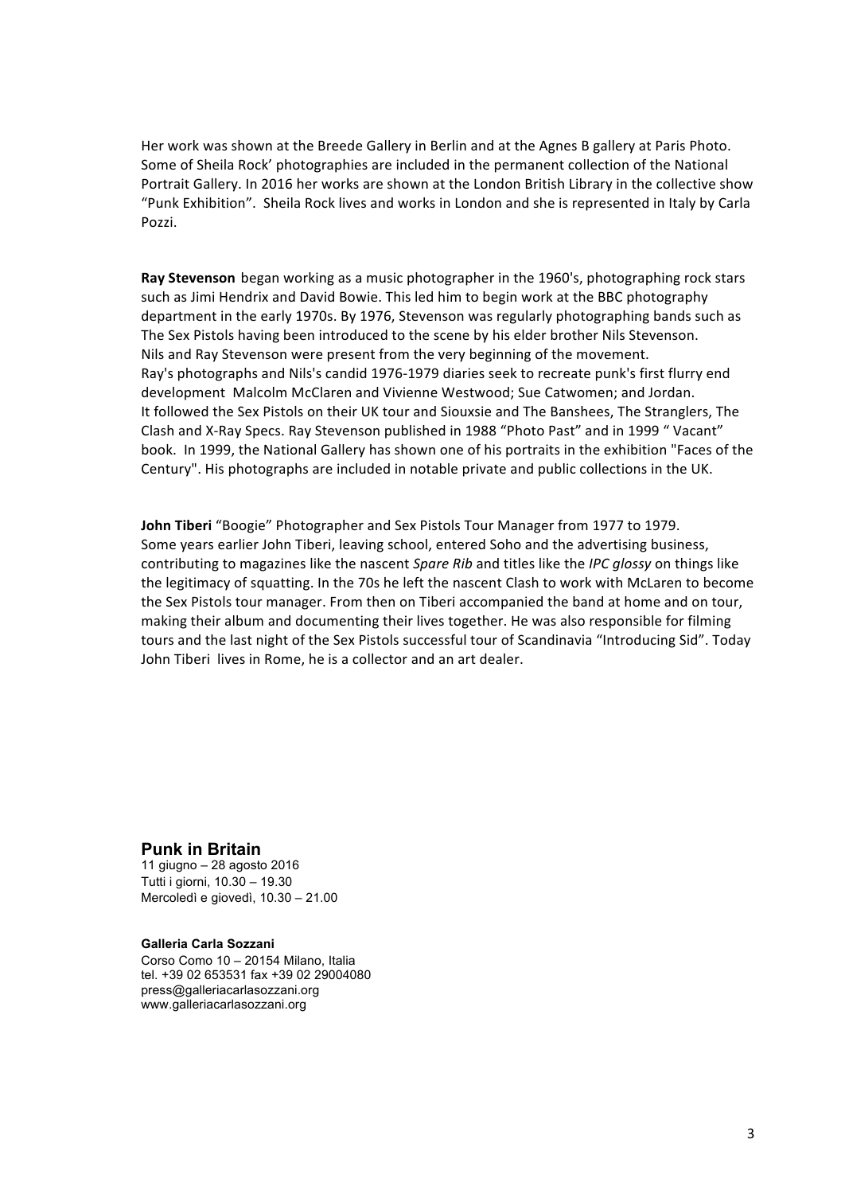Her work was shown at the Breede Gallery in Berlin and at the Agnes B gallery at Paris Photo. Some of Sheila Rock' photographies are included in the permanent collection of the National Portrait Gallery. In 2016 her works are shown at the London British Library in the collective show "Punk Exhibition". Sheila Rock lives and works in London and she is represented in Italy by Carla Pozzi.

**Ray Stevenson** began working as a music photographer in the 1960's, photographing rock stars such as Jimi Hendrix and David Bowie. This led him to begin work at the BBC photography department in the early 1970s. By 1976, Stevenson was regularly photographing bands such as The Sex Pistols having been introduced to the scene by his elder brother Nils Stevenson. Nils and Ray Stevenson were present from the very beginning of the movement. Ray's photographs and Nils's candid 1976-1979 diaries seek to recreate punk's first flurry end development Malcolm McClaren and Vivienne Westwood; Sue Catwomen; and Jordan. It followed the Sex Pistols on their UK tour and Siouxsie and The Banshees, The Stranglers, The Clash and X-Ray Specs. Ray Stevenson published in 1988 "Photo Past" and in 1999 " Vacant" book. In 1999, the National Gallery has shown one of his portraits in the exhibition "Faces of the Century". His photographs are included in notable private and public collections in the UK.

**John Tiberi** "Boogie" Photographer and Sex Pistols Tour Manager from 1977 to 1979. Some years earlier John Tiberi, leaving school, entered Soho and the advertising business, contributing to magazines like the nascent *Spare Rib* and titles like the *IPC glossy* on things like the legitimacy of squatting. In the 70s he left the nascent Clash to work with McLaren to become the Sex Pistols tour manager. From then on Tiberi accompanied the band at home and on tour, making their album and documenting their lives together. He was also responsible for filming tours and the last night of the Sex Pistols successful tour of Scandinavia "Introducing Sid". Today John Tiberi lives in Rome, he is a collector and an art dealer.

**Punk in Britain**
11 giugno – 28 agosto 2016
Tutti i giorni, 10.30 – 19.30
Mercoledì e giovedì, 10.30 – 21.00

**Galleria Carla Sozzani**
Corso Como 10 – 20154 Milano, Italia
tel. +39 02 653531 fax +39 02 29004080
press@galleriacarlasozzani.org
www.galleriacarlasozzani.org